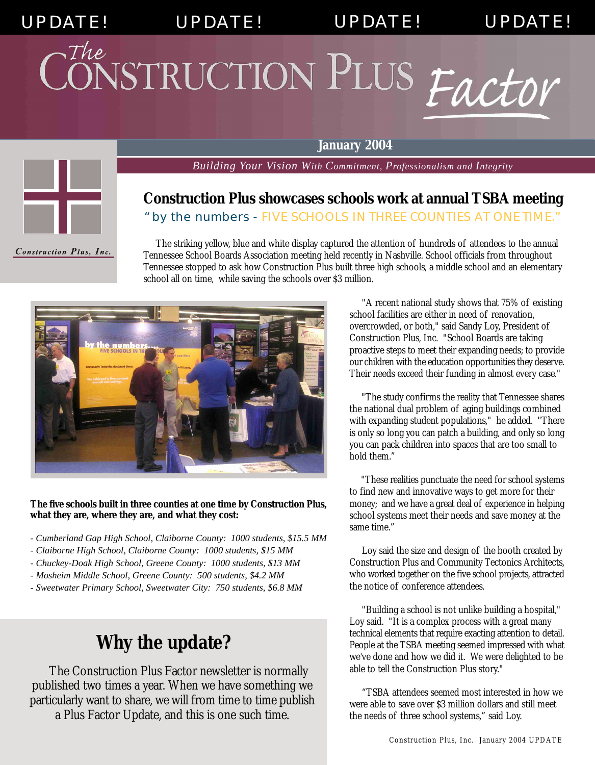UPDATE! UPDATE! UPDATE! UPDATE!

# The Construction Plus *Factor*

**January 2004**

*Building Your Vision With Commitment, Professionalism and Integrity*

*Construction Plus, Inc.*

## Construction Plus showcases schools work at annual TSBA meeting

"by the numbers - FIVE SCHOOLS IN THREE COUNTIES AT ONE TIME."

The striking yellow, blue and white display captured the attention of hundreds of attendees to the annual Tennessee School Boards Association meeting held recently in Nashville. School officials from throughout Tennessee stopped to ask how Construction Plus built three high schools, a middle school and an elementary school all on time, while saving the schools over $3 million.

"A recent national study shows that 75% of existing school facilities are either in need of renovation, overcrowded, or both," said Sandy Loy, President of Construction Plus, Inc. "School Boards are taking proactive steps to meet their expanding needs; to provide our children with the education opportunities they deserve. Their needs exceed their funding in almost every case."

"The study confirms the reality that Tennessee shares the national dual problem of aging buildings combined with expanding student populations," he added. "There is only so long you can patch a building, and only so long you can pack children into spaces that are too small to hold them."

"These realities punctuate the need for school systems to find new and innovative ways to get more for their money; and we have a great deal of experience in helping school systems meet their needs and save money at the same time."

Loy said the size and design of the booth created by Construction Plus and Community Tectonics Architects, who worked together on the five school projects, attracted the notice of conference attendees.

"Building a school is not unlike building a hospital," Loy said. "It is a complex process with a great many technical elements that require exacting attention to detail. People at the TSBA meeting seemed impressed with what we've done and how we did it. We were delighted to be able to tell the Construction Plus story."

"TSBA attendees seemed most interested in how we were able to save over $3 million dollars and still meet the needs of three school systems," said Loy.

**The five schools built in three counties at one time by Construction Plus, what they are, where they are, and what they cost:**

- *Cumberland Gap High School, Claiborne County: 1000 students, $15.5 MM*
- *Claiborne High School, Claiborne County: 1000 students, $15 MM*
- *Chuckey-Doak High School, Greene County: 1000 students, $13 MM*
- *Mosheim Middle School, Greene County: 500 students, $4.2 MM*
- *Sweetwater Primary School, Sweetwater City: 750 students, $6.8 MM*

## Why the update?

The Construction Plus Factor newsletter is normally published two times a year. When we have something we particularly want to share, we will from time to time publish a Plus Factor Update, and this is one such time.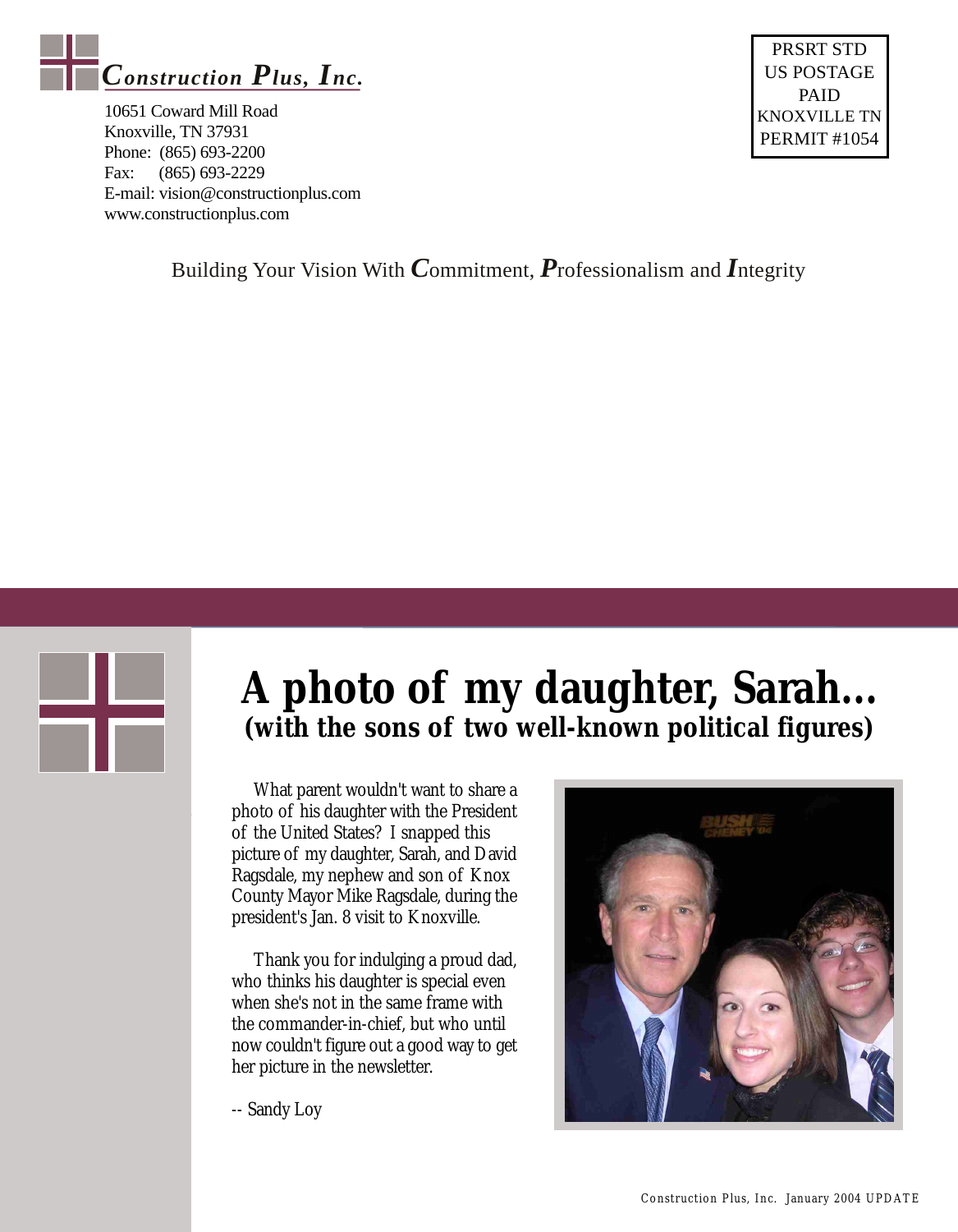*Construction Plus, Inc.*

10651 Coward Mill Road
Knoxville, TN 37931
Phone: (865) 693-2200
Fax: (865) 693-2229
E-mail: vision@constructionplus.com
www.constructionplus.com

PRSRT STD
US POSTAGE
PAID
KNOXVILLE TN
PERMIT #1054

Building Your Vision With ***C***ommitment, ***P***rofessionalism and ***I***ntegrity

# A photo of my daughter, Sarah...

## (with the sons of two well-known political figures)

What parent wouldn't want to share a photo of his daughter with the President of the United States? I snapped this picture of my daughter, Sarah, and David Ragsdale, my nephew and son of Knox County Mayor Mike Ragsdale, during the president's Jan. 8 visit to Knoxville.

Thank you for indulging a proud dad, who thinks his daughter is special even when she's not in the same frame with the commander-in-chief, but who until now couldn't figure out a good way to get her picture in the newsletter.

-- Sandy Loy

Construction Plus, Inc. January 2004 UPDATE